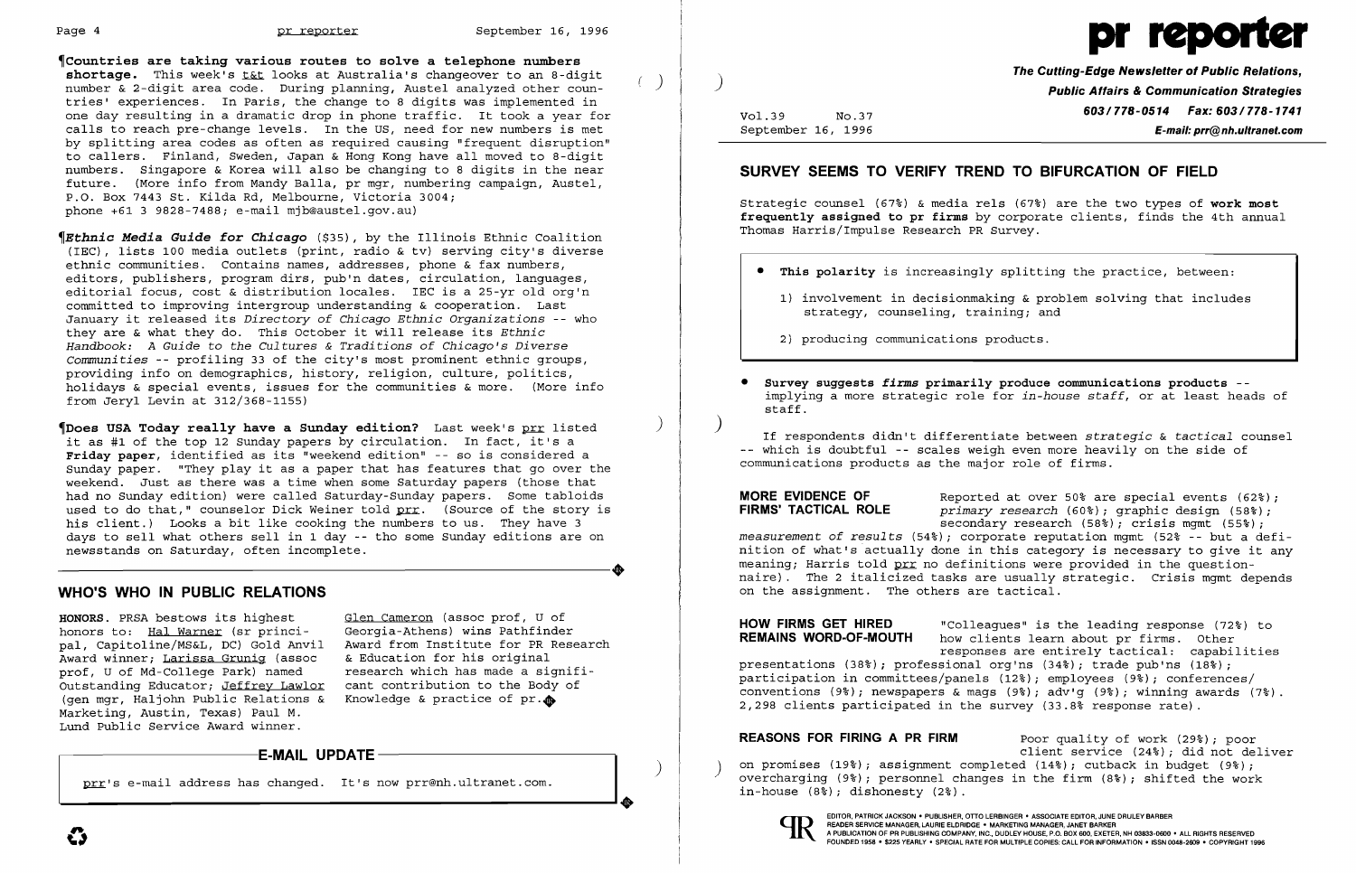¶**Countries are taking various routes to solve a telephone numbers shortage.** This week's t&t looks at Australia's changeover to an 8-digit number & 2-digit area code. During planning, Austel analyzed other countries' experiences. In Paris, the change to 8 digits was implemented in one day resulting in a dramatic drop in phone traffic. It took a year for calls to reach pre-change levels. In the US, need for new numbers is met by splitting area codes as often as required causing "frequent disruption" to callers. Finland, Sweden, Japan & Hong Kong have all moved to 8-digit numbers. Singapore & Korea will also be changing to 8 digits in the near future. (More info from Mandy Balla, pr mgr, numbering campaign, Austel, P.O. Box 7443 St. Kilda Rd, Melbourne, Victoria 3004; phone +61 3 9828-7488; e-mail mjb@austel.gov.au)

¶***Ethnic Media Guide for Chicago*** ($35), by the Illinois Ethnic Coalition (IEC), lists 100 media outlets (print, radio & tv) serving city's diverse ethnic communities. Contains names, addresses, phone & fax numbers, editors, publishers, program dirs, pub'n dates, circulation, languages, editorial focus, cost & distribution locales. IEC is a 25-yr old org'n committed to improving intergroup understanding & cooperation. Last January it released its *Directory of Chicago Ethnic Organizations* -- who they are & what they do. This October it will release its *Ethnic Handbook: A Guide to the Cultures & Traditions of Chicago's Diverse Communities* -- profiling 33 of the city's most prominent ethnic groups, providing info on demographics, history, religion, culture, politics, holidays & special events, issues for the communities & more. (More info from Jeryl Levin at 312/368-1155)

¶**Does USA Today really have a Sunday edition?** Last week's prr listed it as #1 of the top 12 Sunday papers by circulation. In fact, it's a **Friday paper**, identified as its "weekend edition" -- so is considered a Sunday paper. "They play it as a paper that has features that go over the weekend. Just as there was a time when some Saturday papers (those that had no Sunday edition) were called Saturday-Sunday papers. Some tabloids used to do that," counselor Dick Weiner told prr. (Source of the story is his client.) Looks a bit like cooking the numbers to us. They have 3 days to sell what others sell in 1 day -- tho some Sunday editions are on newsstands on Saturday, often incomplete.

## WHO'S WHO IN PUBLIC RELATIONS

**HONORS.** PRSA bestows its highest honors to: Hal Warner (sr principal, Capitoline/MS&L, DC) Gold Anvil Award winner; Larissa Grunig (assoc prof, U of Md-College Park) named Outstanding Educator; Jeffrey Lawlor (gen mgr, Haljohn Public Relations & Marketing, Austin, Texas) Paul M. Lund Public Service Award winner. Glen Cameron (assoc prof, U of Georgia-Athens) wins Pathfinder Award from Institute for PR Research & Education for his original research which has made a significant contribution to the Body of Knowledge & practice of pr.

### E-MAIL UPDATE

prr's e-mail address has changed. It's now prr@nh.ultranet.com.

# pr reporter

**The Cutting-Edge Newsletter of Public Relations, Public Affairs & Communication Strategies**
**603/778-0514 Fax: 603/778-1741**
**E-mail: prr@nh.ultranet.com**

Vol.39 No.37
September 16, 1996

## SURVEY SEEMS TO VERIFY TREND TO BIFURCATION OF FIELD

Strategic counsel (67%) & media rels (67%) are the two types of **work most frequently assigned to pr firms** by corporate clients, finds the 4th annual Thomas Harris/Impulse Research PR Survey.

- **This polarity** is increasingly splitting the practice, between:
  1) involvement in decisionmaking & problem solving that includes strategy, counseling, training; and
  2) producing communications products.

- **Survey suggests *firms* primarily produce communications products** -- implying a more strategic role for *in-house staff*, or at least heads of staff.

If respondents didn't differentiate between *strategic* & *tactical* counsel -- which is doubtful -- scales weigh even more heavily on the side of communications products as the major role of firms.

**MORE EVIDENCE OF FIRMS' TACTICAL ROLE** Reported at over 50% are special events (62%); *primary research* (60%); graphic design (58%); secondary research (58%); crisis mgmt (55%); *measurement of results* (54%); corporate reputation mgmt (52% -- but a definition of what's actually done in this category is necessary to give it any meaning; Harris told prr no definitions were provided in the questionnaire). The 2 italicized tasks are usually strategic. Crisis mgmt depends on the assignment. The others are tactical.

**HOW FIRMS GET HIRED REMAINS WORD-OF-MOUTH** "Colleagues" is the leading response (72%) to how clients learn about pr firms. Other responses are entirely tactical: capabilities presentations (38%); professional org'ns (34%); trade pub'ns (18%); participation in committees/panels (12%); employees (9%); conferences/conventions (9%); newspapers & mags (9%); adv'g (9%); winning awards (7%). 2,298 clients participated in the survey (33.8% response rate).

**REASONS FOR FIRING A PR FIRM** Poor quality of work (29%); poor client service (24%); did not deliver on promises (19%); assignment completed (14%); cutback in budget (9%); overcharging (9%); personnel changes in the firm (8%); shifted the work in-house (8%); dishonesty (2%).

EDITOR, PATRICK JACKSON • PUBLISHER, OTTO LERBINGER • ASSOCIATE EDITOR, JUNE DRULEY BARBER
READER SERVICE MANAGER, LAURIE ELDRIDGE • MARKETING MANAGER, JANET BARKER
A PUBLICATION OF PR PUBLISHING COMPANY, INC., DUDLEY HOUSE, P.O. BOX 600, EXETER, NH 03833-0600 • ALL RIGHTS RESERVED
FOUNDED 1958 • $225 YEARLY • SPECIAL RATE FOR MULTIPLE COPIES: CALL FOR INFORMATION • ISSN 0048-2609 • COPYRIGHT 1996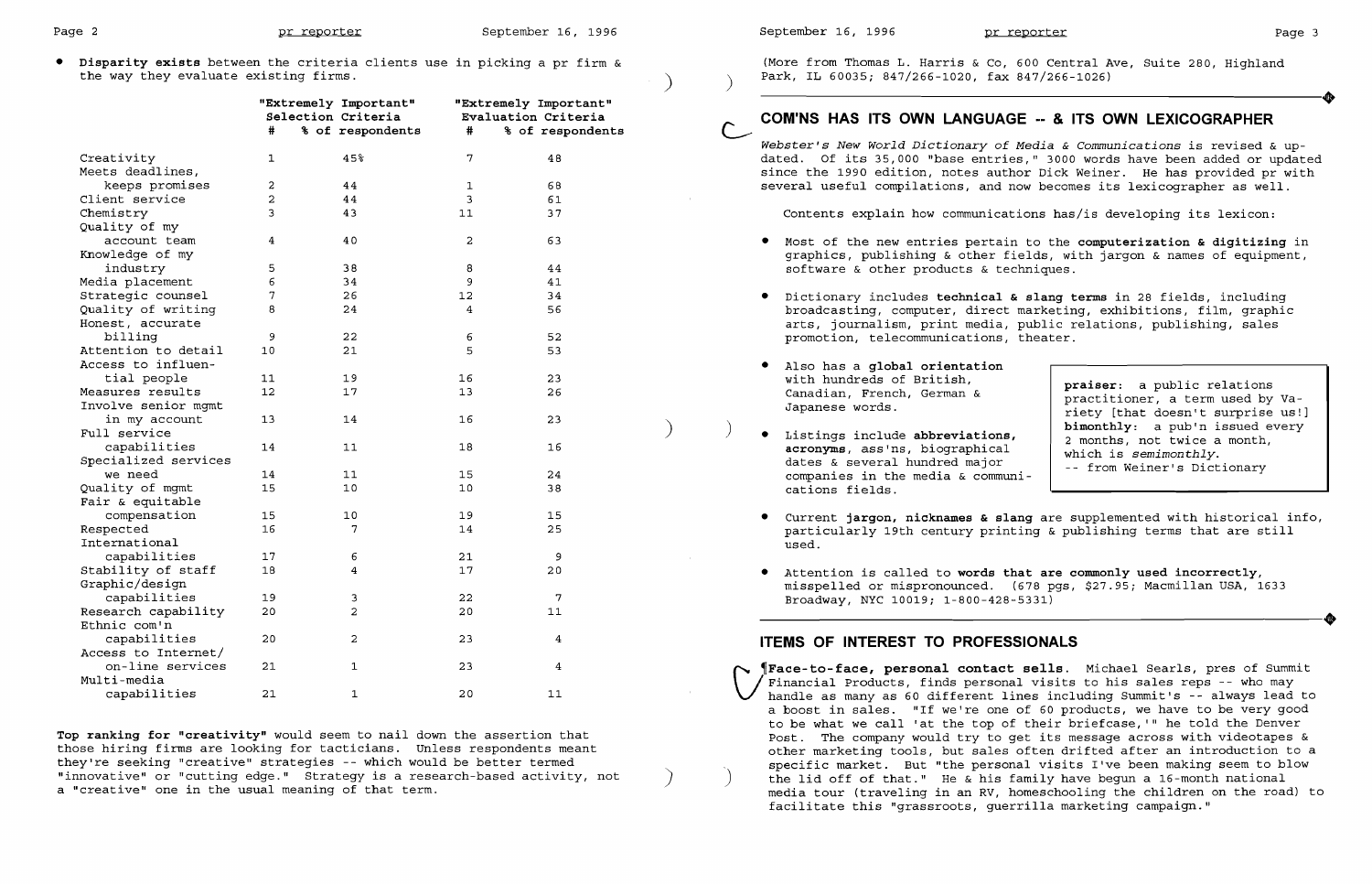- **Disparity exists** between the criteria clients use in picking a pr firm & the way they evaluate existing firms.

| | "Extremely Important" Selection Criteria | | "Extremely Important" Evaluation Criteria | |
|---|---|---|---|---|
| | # | % of respondents | # | % of respondents |
| Creativity | 1 | 45% | 7 | 48 |
| Meets deadlines, keeps promises | 2 | 44 | 1 | 68 |
| Client service | 2 | 44 | 3 | 61 |
| Chemistry | 3 | 43 | 11 | 37 |
| Quality of my account team | 4 | 40 | 2 | 63 |
| Knowledge of my industry | 5 | 38 | 8 | 44 |
| Media placement | 6 | 34 | 9 | 41 |
| Strategic counsel | 7 | 26 | 12 | 34 |
| Quality of writing | 8 | 24 | 4 | 56 |
| Honest, accurate billing | 9 | 22 | 6 | 52 |
| Attention to detail | 10 | 21 | 5 | 53 |
| Access to influential people | 11 | 19 | 16 | 23 |
| Measures results | 12 | 17 | 13 | 26 |
| Involve senior mgmt in my account | 13 | 14 | 16 | 23 |
| Full service capabilities | 14 | 11 | 18 | 16 |
| Specialized services we need | 14 | 11 | 15 | 24 |
| Quality of mgmt | 15 | 10 | 10 | 38 |
| Fair & equitable compensation | 15 | 10 | 19 | 15 |
| Respected | 16 | 7 | 14 | 25 |
| International capabilities | 17 | 6 | 21 | 9 |
| Stability of staff | 18 | 4 | 17 | 20 |
| Graphic/design capabilities | 19 | 3 | 22 | 7 |
| Research capability | 20 | 2 | 20 | 11 |
| Ethnic com'n capabilities | 20 | 2 | 23 | 4 |
| Access to Internet/ on-line services | 21 | 1 | 23 | 4 |
| Multi-media capabilities | 21 | 1 | 20 | 11 |

**Top ranking for "creativity"** would seem to nail down the assertion that those hiring firms are looking for tacticians. Unless respondents meant they're seeking "creative" strategies -- which would be better termed "innovative" or "cutting edge." Strategy is a research-based activity, not a "creative" one in the usual meaning of that term.

(More from Thomas L. Harris & Co, 600 Central Ave, Suite 280, Highland Park, IL 60035; 847/266-1020, fax 847/266-1026)

## COM'NS HAS ITS OWN LANGUAGE -- & ITS OWN LEXICOGRAPHER

*Webster's New World Dictionary of Media & Communications* is revised & updated. Of its 35,000 "base entries," 3000 words have been added or updated since the 1990 edition, notes author Dick Weiner. He has provided pr with several useful compilations, and now becomes its lexicographer as well.

Contents explain how communications has/is developing its lexicon:

- Most of the new entries pertain to the **computerization & digitizing** in graphics, publishing & other fields, with jargon & names of equipment, software & other products & techniques.
- Dictionary includes **technical & slang terms** in 28 fields, including broadcasting, computer, direct marketing, exhibitions, film, graphic arts, journalism, print media, public relations, publishing, sales promotion, telecommunications, theater.
- Also has a **global orientation** with hundreds of British, Canadian, French, German & Japanese words.
- Listings include **abbreviations, acronyms**, ass'ns, biographical dates & several hundred major companies in the media & communications fields.
- Current **jargon, nicknames & slang** are supplemented with historical info, particularly 19th century printing & publishing terms that are still used.
- Attention is called to **words that are commonly used incorrectly**, misspelled or mispronounced. (678 pgs, $27.95; Macmillan USA, 1633 Broadway, NYC 10019; 1-800-428-5331)

> **praiser**: a public relations practitioner, a term used by Variety [that doesn't surprise us!]
> **bimonthly**: a pub'n issued every 2 months, not twice a month, which is *semimonthly*.
> -- from Weiner's Dictionary

## ITEMS OF INTEREST TO PROFESSIONALS

¶**Face-to-face, personal contact sells**. Michael Searls, pres of Summit Financial Products, finds personal visits to his sales reps -- who may handle as many as 60 different lines including Summit's -- always lead to a boost in sales. "If we're one of 60 products, we have to be very good to be what we call 'at the top of their briefcase,'" he told the Denver Post. The company would try to get its message across with videotapes & other marketing tools, but sales often drifted after an introduction to a specific market. But "the personal visits I've been making seem to blow the lid off of that." He & his family have begun a 16-month national media tour (traveling in an RV, homeschooling the children on the road) to facilitate this "grassroots, guerrilla marketing campaign."